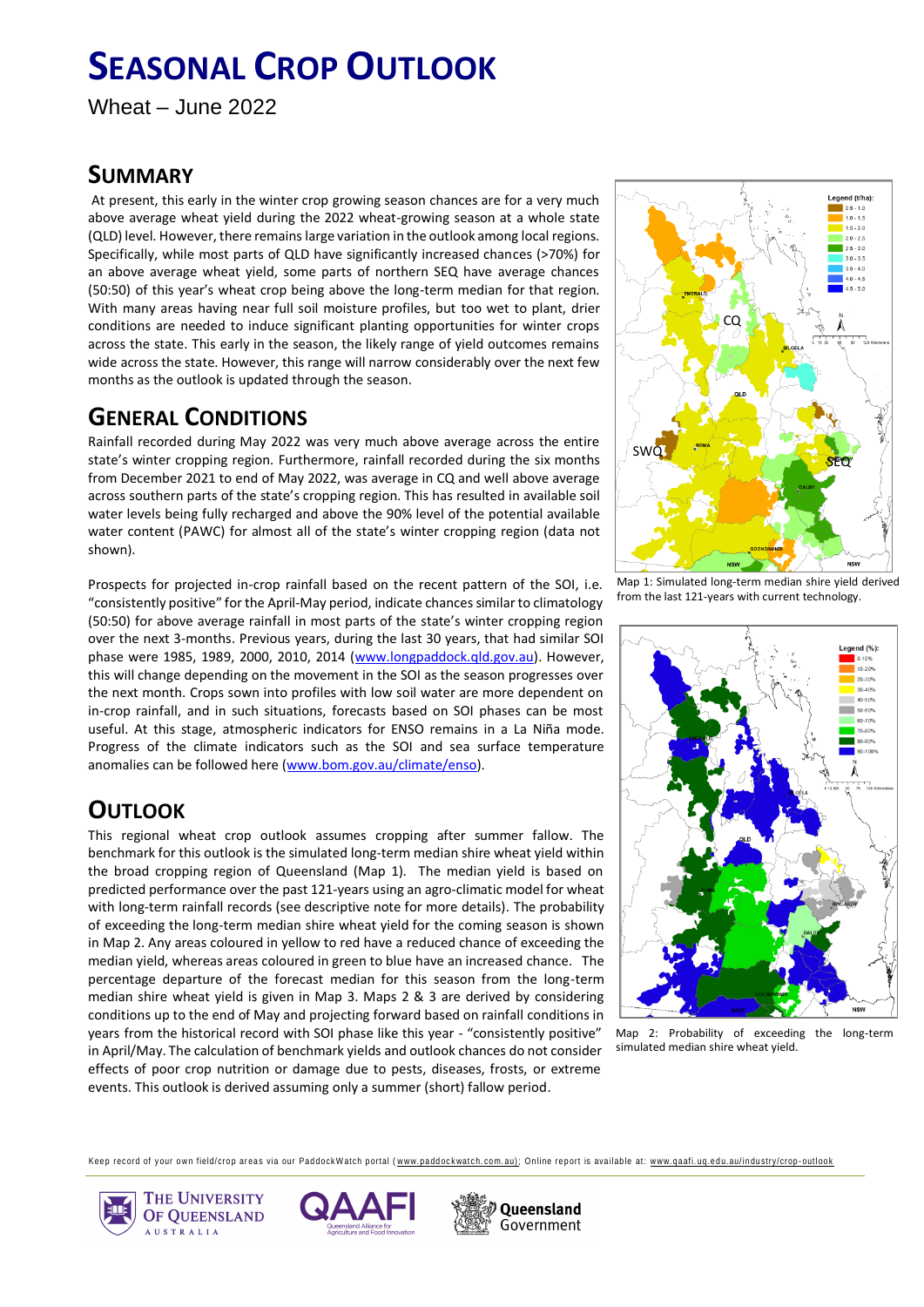# SEASONAL CROP OUTLOOK

Wheat – June 2022

## SUMMARY

At present, this early in the winter crop growing season chances are for a very much above average wheat yield during the 2022 wheat-growing season at a whole state (QLD) level. However, there remains large variation in the outlook among local regions. Specifically, while most parts of QLD have significantly increased chances (>70%) for an above average wheat yield, some parts of northern SEQ have average chances (50:50) of this year's wheat crop being above the long-term median for that region. With many areas having near full soil moisture profiles, but too wet to plant, drier conditions are needed to induce significant planting opportunities for winter crops across the state. This early in the season, the likely range of yield outcomes remains wide across the state. However, this range will narrow considerably over the next few months as the outlook is updated through the season.

## GENERAL CONDITIONS

Rainfall recorded during May 2022 was very much above average across the entire state's winter cropping region. Furthermore, rainfall recorded during the six months from December 2021 to end of May 2022, was average in CQ and well above average across southern parts of the state's cropping region. This has resulted in available soil water levels being fully recharged and above the 90% level of the potential available water content (PAWC) for almost all of the state's winter cropping region (data not shown).

Prospects for projected in-crop rainfall based on the recent pattern of the SOI, i.e. "consistently positive" for the April-May period, indicate chances similar to climatology (50:50) for above average rainfall in most parts of the state's winter cropping region over the next 3-months. Previous years, during the last 30 years, that had similar SOI phase were 1985, 1989, 2000, 2010, 2014 (www.longpaddock.qld.gov.au). However, this will change depending on the movement in the SOI as the season progresses over the next month. Crops sown into profiles with low soil water are more dependent on in-crop rainfall, and in such situations, forecasts based on SOI phases can be most useful. At this stage, atmospheric indicators for ENSO remains in a La Niña mode. Progress of the climate indicators such as the SOI and sea surface temperature anomalies can be followed here (www.bom.gov.au/climate/enso).

## OUTLOOK

This regional wheat crop outlook assumes cropping after summer fallow. The benchmark for this outlook is the simulated long-term median shire wheat yield within the broad cropping region of Queensland (Map 1). The median yield is based on predicted performance over the past 121-years using an agro-climatic model for wheat with long-term rainfall records (see descriptive note for more details). The probability of exceeding the long-term median shire wheat yield for the coming season is shown in Map 2. Any areas coloured in yellow to red have a reduced chance of exceeding the median yield, whereas areas coloured in green to blue have an increased chance. The percentage departure of the forecast median for this season from the long-term median shire wheat yield is given in Map 3. Maps 2 & 3 are derived by considering conditions up to the end of May and projecting forward based on rainfall conditions in years from the historical record with SOI phase like this year - "consistently positive" in April/May. The calculation of benchmark yields and outlook chances do not consider effects of poor crop nutrition or damage due to pests, diseases, frosts, or extreme events. This outlook is derived assuming only a summer (short) fallow period.

Map 1: Simulated long-term median shire yield derived from the last 121-years with current technology.

Map 2: Probability of exceeding the long-term simulated median shire wheat yield.

Keep record of your own field/crop areas via our PaddockWatch portal (www.paddockwatch.com.au); Online report is available at: www.qaafi.uq.edu.au/industry/crop-outlook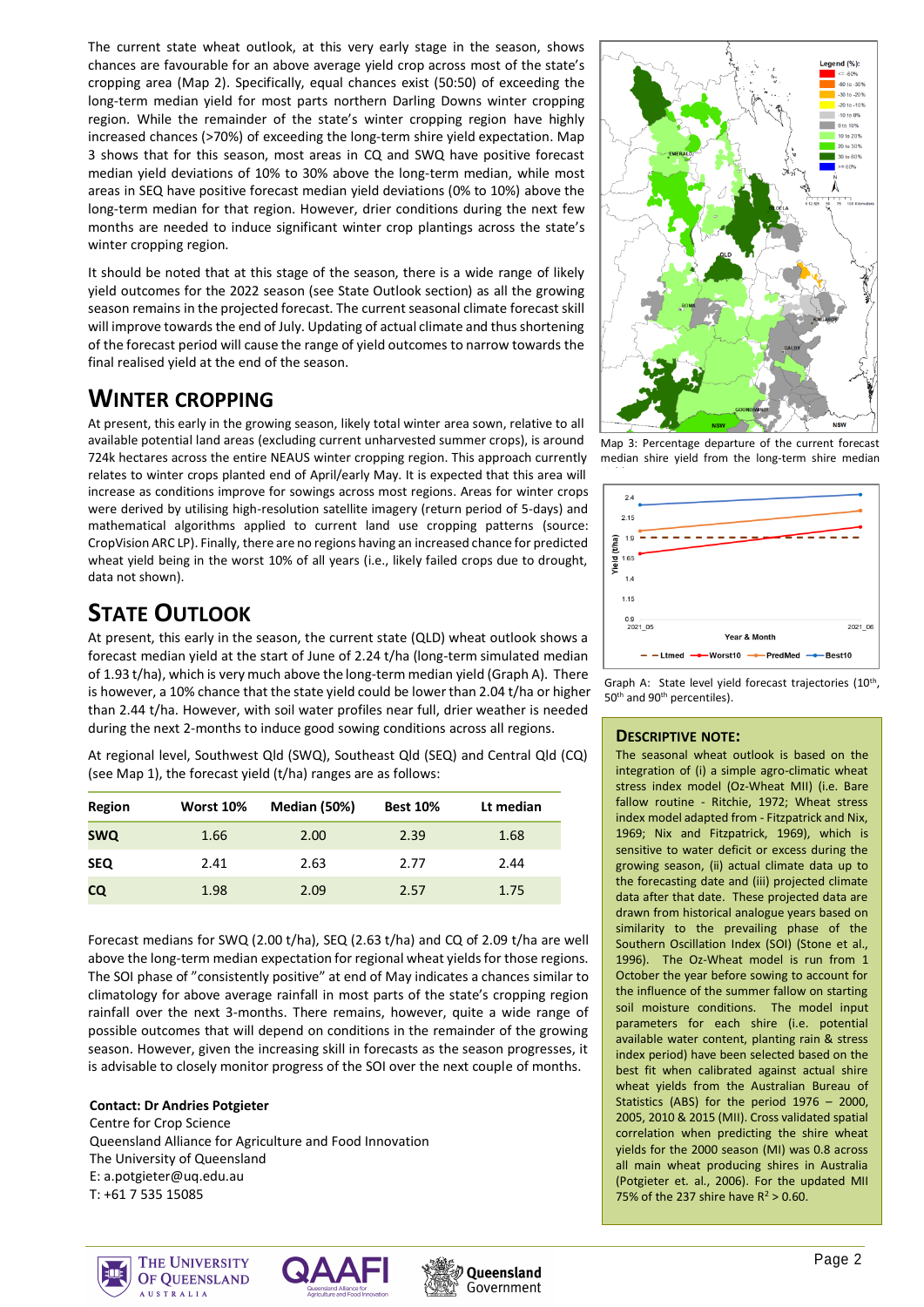The current state wheat outlook, at this very early stage in the season, shows chances are favourable for an above average yield crop across most of the state's cropping area (Map 2). Specifically, equal chances exist (50:50) of exceeding the long-term median yield for most parts northern Darling Downs winter cropping region. While the remainder of the state's winter cropping region have highly increased chances (>70%) of exceeding the long-term shire yield expectation. Map 3 shows that for this season, most areas in CQ and SWQ have positive forecast median yield deviations of 10% to 30% above the long-term median, while most areas in SEQ have positive forecast median yield deviations (0% to 10%) above the long-term median for that region. However, drier conditions during the next few months are needed to induce significant winter crop plantings across the state's winter cropping region.

It should be noted that at this stage of the season, there is a wide range of likely yield outcomes for the 2022 season (see State Outlook section) as all the growing season remains in the projected forecast. The current seasonal climate forecast skill will improve towards the end of July. Updating of actual climate and thus shortening of the forecast period will cause the range of yield outcomes to narrow towards the final realised yield at the end of the season.

Legend (%):
<= -60%
-60 to -30%
-30 to -20%
-20 to -10%
-10 to 0%
0 to 10%
10 to 20%
20 to 30%
30 to 60%
>= 60%

EMERALD
QLD
ROMA
KINGAROY
DALBY
GOONDIWINDI
NSW
NSW

Map 3: Percentage departure of the current forecast median shire yield from the long-term shire median

## WINTER CROPPING

At present, this early in the growing season, likely total winter area sown, relative to all available potential land areas (excluding current unharvested summer crops), is around 724k hectares across the entire NEAUS winter cropping region. This approach currently relates to winter crops planted end of April/early May. It is expected that this area will increase as conditions improve for sowings across most regions. Areas for winter crops were derived by utilising high-resolution satellite imagery (return period of 5-days) and mathematical algorithms applied to current land use cropping patterns (source: CropVision ARC LP). Finally, there are no regions having an increased chance for predicted wheat yield being in the worst 10% of all years (i.e., likely failed crops due to drought, data not shown).

Yield (t/ha)
2.4
2.15
1.9
1.65
1.4
1.15
0.9
2021_05
2021_06
Year & Month
Ltmed
Worst10
PredMed
Best10

Graph A: State level yield forecast trajectories (10th, 50th and 90th percentiles).

## STATE OUTLOOK

At present, this early in the season, the current state (QLD) wheat outlook shows a forecast median yield at the start of June of 2.24 t/ha (long-term simulated median of 1.93 t/ha), which is very much above the long-term median yield (Graph A). There is however, a 10% chance that the state yield could be lower than 2.24 t/ha or higher than 2.44 t/ha. However, with soil water profiles near full, drier weather is needed during the next 2-months to induce good sowing conditions across all regions.

At regional level, Southwest Qld (SWQ), Southeast Qld (SEQ) and Central Qld (CQ) (see Map 1), the forecast yield (t/ha) ranges are as follows:

| Region | Worst 10% | Median (50%) | Best 10% | Lt median |
|---|---|---|---|---|
| **SWQ** | 1.66 | 2.00 | 2.39 | 1.68 |
| **SEQ** | 2.41 | 2.63 | 2.77 | 2.44 |
| **CQ** | 1.98 | 2.09 | 2.57 | 1.75 |

Forecast medians for SWQ (2.00 t/ha), SEQ (2.63 t/ha) and CQ of 2.09 t/ha are well above the long-term median expectation for regional wheat yields for those regions. The SOI phase of "consistently positive" at end of May indicates a chances similar to climatology for above average rainfall in most parts of the state's cropping region rainfall over the next 3-months. There remains, however, quite a wide range of possible outcomes that will depend on conditions in the remainder of the growing season. However, given the increasing skill in forecasts as the season progresses, it is advisable to closely monitor progress of the SOI over the next couple of months.

### DESCRIPTIVE NOTE:

The seasonal wheat outlook is based on the integration of (i) a simple agro-climatic wheat stress index model (Oz-Wheat MII) (i.e. Bare fallow routine - Ritchie, 1972; Wheat stress index model adapted from - Fitzpatrick and Nix, 1969; Nix and Fitzpatrick, 1969), which is sensitive to water deficit or excess during the growing season, (ii) actual climate data up to the forecasting date and (iii) projected climate data after that date. These projected data are drawn from historical analogue years based on similarity to the prevailing phase of the Southern Oscillation Index (SOI) (Stone et al., 1996). The Oz-Wheat model is run from 1 October the year before sowing to account for the influence of the summer fallow on starting soil moisture conditions. The model input parameters for each shire (i.e. potential available water content, planting rain & stress index period) have been selected based on the best fit when calibrated against actual shire wheat yields from the Australian Bureau of Statistics (ABS) for the period 1976 – 2000, 2005, 2010 & 2015 (MII). Cross validated spatial correlation when predicting the shire wheat yields for the 2000 season (MI) was 0.8 across all main wheat producing shires in Australia (Potgieter et. al., 2006). For the updated MII 75% of the 237 shire have $R^2 > 0.60$.

**Contact: Dr Andries Potgieter**
Centre for Crop Science
Queensland Alliance for Agriculture and Food Innovation
The University of Queensland
E: a.potgieter@uq.edu.au
T: +61 7 535 15085